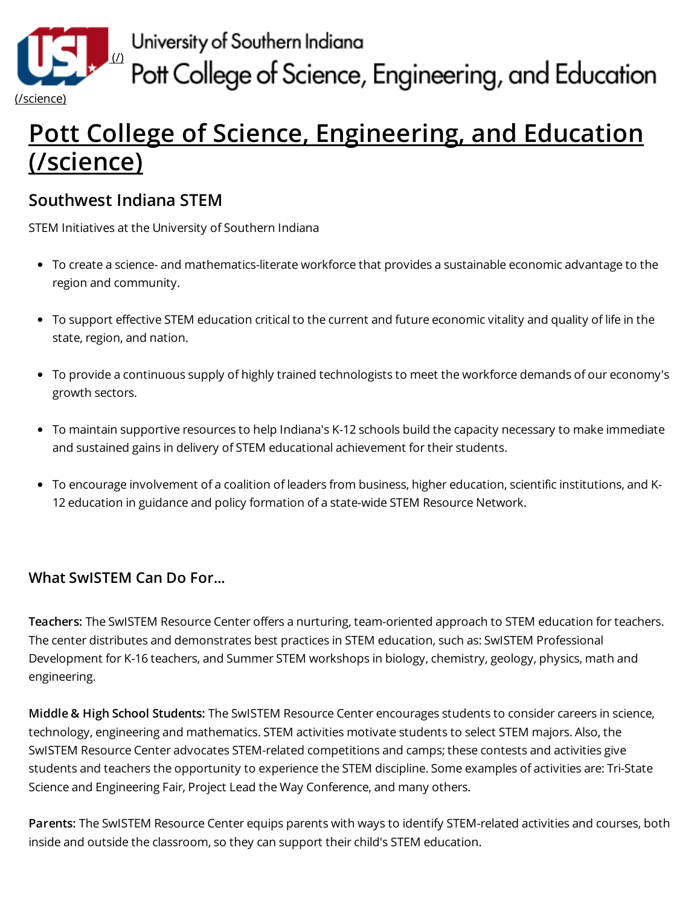University of Southern Indiana

Pott College of Science, Engineering, and Education

(/science)

# Pott College of Science, Engineering, and Education (/science)

## Southwest Indiana STEM

STEM Initiatives at the University of Southern Indiana

- To create a science- and mathematics-literate workforce that provides a sustainable economic advantage to the region and community.
- To support effective STEM education critical to the current and future economic vitality and quality of life in the state, region, and nation.
- To provide a continuous supply of highly trained technologists to meet the workforce demands of our economy's growth sectors.
- To maintain supportive resources to help Indiana's K-12 schools build the capacity necessary to make immediate and sustained gains in delivery of STEM educational achievement for their students.
- To encourage involvement of a coalition of leaders from business, higher education, scientific institutions, and K-12 education in guidance and policy formation of a state-wide STEM Resource Network.

### What SwISTEM Can Do For...

**Teachers:** The SwISTEM Resource Center offers a nurturing, team-oriented approach to STEM education for teachers. The center distributes and demonstrates best practices in STEM education, such as: SwISTEM Professional Development for K-16 teachers, and Summer STEM workshops in biology, chemistry, geology, physics, math and engineering.

**Middle & High School Students:** The SwISTEM Resource Center encourages students to consider careers in science, technology, engineering and mathematics. STEM activities motivate students to select STEM majors. Also, the SwISTEM Resource Center advocates STEM-related competitions and camps; these contests and activities give students and teachers the opportunity to experience the STEM discipline. Some examples of activities are: Tri-State Science and Engineering Fair, Project Lead the Way Conference, and many others.

**Parents:** The SwISTEM Resource Center equips parents with ways to identify STEM-related activities and courses, both inside and outside the classroom, so they can support their child's STEM education.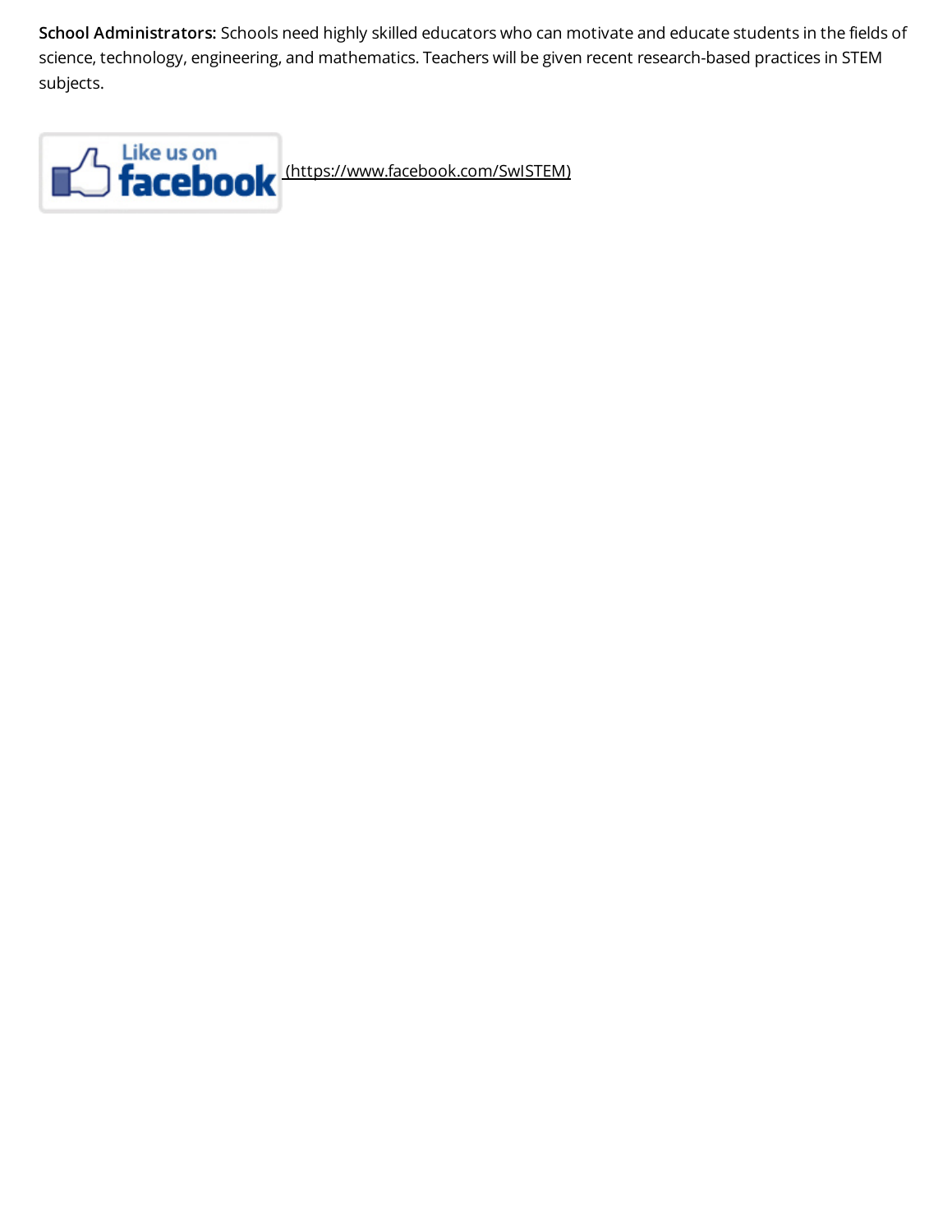**School Administrators:** Schools need highly skilled educators who can motivate and educate students in the fields of science, technology, engineering, and mathematics. Teachers will be given recent research-based practices in STEM subjects.

Like us on facebook (https://www.facebook.com/SwISTEM)